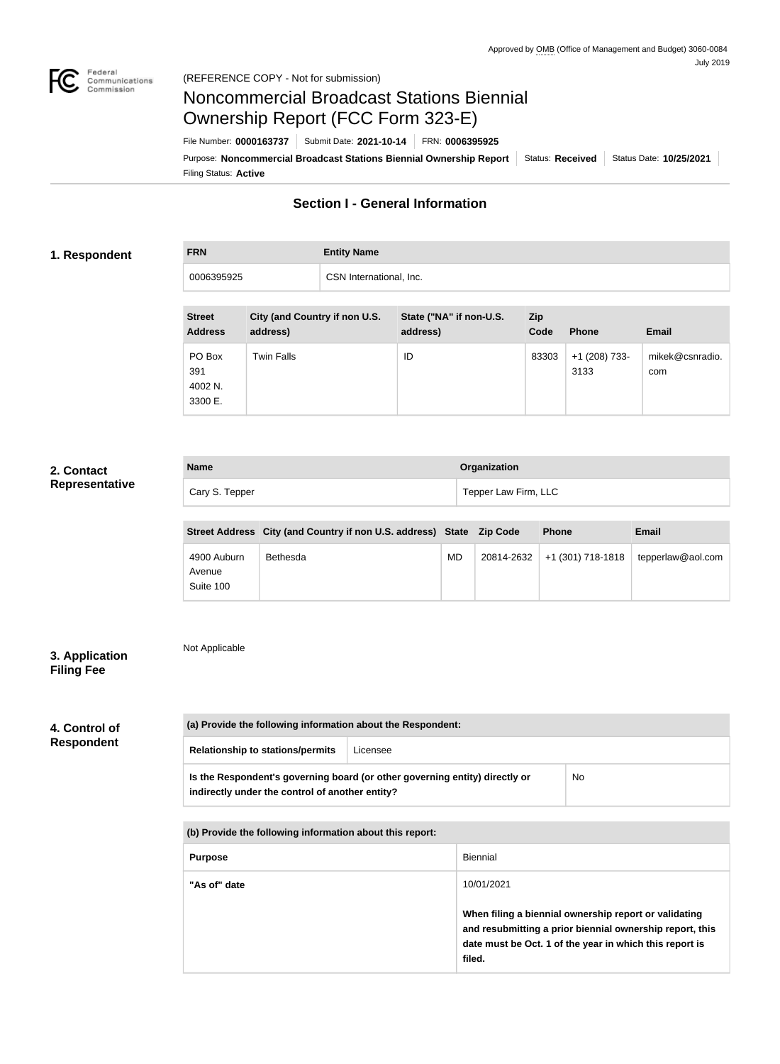Approved by OMB (Office of Management and Budget) 3060-0084
July 2019

(REFERENCE COPY - Not for submission)

# Noncommercial Broadcast Stations Biennial Ownership Report (FCC Form 323-E)

File Number: **0000163737** | Submit Date: **2021-10-14** | FRN: **0006395925**

Purpose: **Noncommercial Broadcast Stations Biennial Ownership Report** | Status: **Received** | Status Date: **10/25/2021**

Filing Status: **Active**

## Section I - General Information

### 1. Respondent

| FRN | Entity Name |
| --- | --- |
| 0006395925 | CSN International, Inc. |

| Street Address | City (and Country if non U.S. address) | State ("NA" if non-U.S. address) | Zip Code | Phone | Email |
| --- | --- | --- | --- | --- | --- |
| PO Box 391 4002 N. 3300 E. | Twin Falls | ID | 83303 | +1 (208) 733-3133 | mikek@csnradio.com |

### 2. Contact Representative

| Name | Organization |
| --- | --- |
| Cary S. Tepper | Tepper Law Firm, LLC |

| Street Address | City (and Country if non U.S. address) | State | Zip Code | Phone | Email |
| --- | --- | --- | --- | --- | --- |
| 4900 Auburn Avenue Suite 100 | Bethesda | MD | 20814-2632 | +1 (301) 718-1818 | tepperlaw@aol.com |

### 3. Application Filing Fee

Not Applicable

### 4. Control of Respondent

| (a) Provide the following information about the Respondent: | |
| --- | --- |
| Relationship to stations/permits | Licensee |
| Is the Respondent's governing board (or other governing entity) directly or indirectly under the control of another entity? | No |

| (b) Provide the following information about this report: | |
| --- | --- |
| Purpose | Biennial |
| "As of" date | 10/01/2021<br><br>**When filing a biennial ownership report or validating and resubmitting a prior biennial ownership report, this date must be Oct. 1 of the year in which this report is filed.** |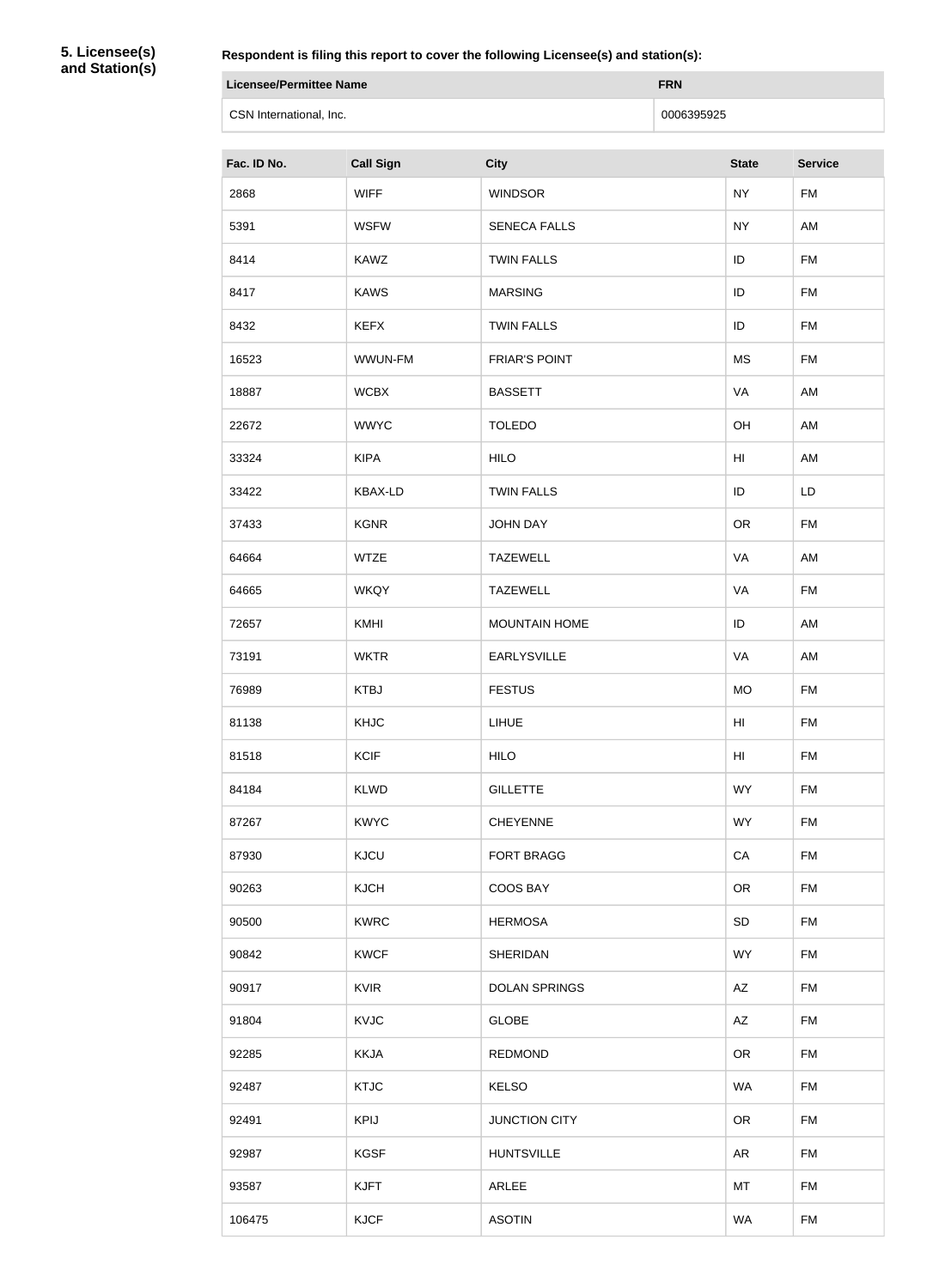**5. Licensee(s) and Station(s)**

**Respondent is filing this report to cover the following Licensee(s) and station(s):**

| Licensee/Permittee Name | FRN |
| --- | --- |
| CSN International, Inc. | 0006395925 |

| Fac. ID No. | Call Sign | City | State | Service |
| --- | --- | --- | --- | --- |
| 2868 | WIFF | WINDSOR | NY | FM |
| 5391 | WSFW | SENECA FALLS | NY | AM |
| 8414 | KAWZ | TWIN FALLS | ID | FM |
| 8417 | KAWS | MARSING | ID | FM |
| 8432 | KEFX | TWIN FALLS | ID | FM |
| 16523 | WWUN-FM | FRIAR'S POINT | MS | FM |
| 18887 | WCBX | BASSETT | VA | AM |
| 22672 | WWYC | TOLEDO | OH | AM |
| 33324 | KIPA | HILO | HI | AM |
| 33422 | KBAX-LD | TWIN FALLS | ID | LD |
| 37433 | KGNR | JOHN DAY | OR | FM |
| 64664 | WTZE | TAZEWELL | VA | AM |
| 64665 | WKQY | TAZEWELL | VA | FM |
| 72657 | KMHI | MOUNTAIN HOME | ID | AM |
| 73191 | WKTR | EARLYSVILLE | VA | AM |
| 76989 | KTBJ | FESTUS | MO | FM |
| 81138 | KHJC | LIHUE | HI | FM |
| 81518 | KCIF | HILO | HI | FM |
| 84184 | KLWD | GILLETTE | WY | FM |
| 87267 | KWYC | CHEYENNE | WY | FM |
| 87930 | KJCU | FORT BRAGG | CA | FM |
| 90263 | KJCH | COOS BAY | OR | FM |
| 90500 | KWRC | HERMOSA | SD | FM |
| 90842 | KWCF | SHERIDAN | WY | FM |
| 90917 | KVIR | DOLAN SPRINGS | AZ | FM |
| 91804 | KVJC | GLOBE | AZ | FM |
| 92285 | KKJA | REDMOND | OR | FM |
| 92487 | KTJC | KELSO | WA | FM |
| 92491 | KPIJ | JUNCTION CITY | OR | FM |
| 92987 | KGSF | HUNTSVILLE | AR | FM |
| 93587 | KJFT | ARLEE | MT | FM |
| 106475 | KJCF | ASOTIN | WA | FM |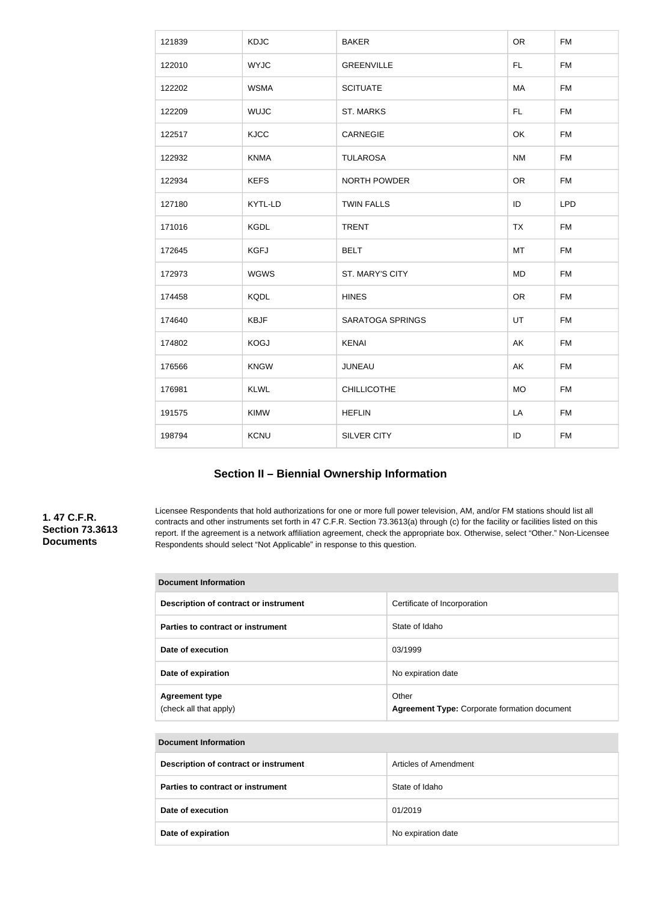| 121839 | KDJC | BAKER | OR | FM |
|---|---|---|---|---|
| 122010 | WYJC | GREENVILLE | FL | FM |
| 122202 | WSMA | SCITUATE | MA | FM |
| 122209 | WUJC | ST. MARKS | FL | FM |
| 122517 | KJCC | CARNEGIE | OK | FM |
| 122932 | KNMA | TULAROSA | NM | FM |
| 122934 | KEFS | NORTH POWDER | OR | FM |
| 127180 | KYTL-LD | TWIN FALLS | ID | LPD |
| 171016 | KGDL | TRENT | TX | FM |
| 172645 | KGFJ | BELT | MT | FM |
| 172973 | WGWS | ST. MARY'S CITY | MD | FM |
| 174458 | KQDL | HINES | OR | FM |
| 174640 | KBJF | SARATOGA SPRINGS | UT | FM |
| 174802 | KOGJ | KENAI | AK | FM |
| 176566 | KNGW | JUNEAU | AK | FM |
| 176981 | KLWL | CHILLICOTHE | MO | FM |
| 191575 | KIMW | HEFLIN | LA | FM |
| 198794 | KCNU | SILVER CITY | ID | FM |

## Section II – Biennial Ownership Information

**1. 47 C.F.R. Section 73.3613 Documents**

Licensee Respondents that hold authorizations for one or more full power television, AM, and/or FM stations should list all contracts and other instruments set forth in 47 C.F.R. Section 73.3613(a) through (c) for the facility or facilities listed on this report. If the agreement is a network affiliation agreement, check the appropriate box. Otherwise, select "Other." Non-Licensee Respondents should select "Not Applicable" in response to this question.

| Document Information | |
|---|---|
| **Description of contract or instrument** | Certificate of Incorporation |
| **Parties to contract or instrument** | State of Idaho |
| **Date of execution** | 03/1999 |
| **Date of expiration** | No expiration date |
| **Agreement type** (check all that apply) | Other **Agreement Type:** Corporate formation document |

| Document Information | |
|---|---|
| **Description of contract or instrument** | Articles of Amendment |
| **Parties to contract or instrument** | State of Idaho |
| **Date of execution** | 01/2019 |
| **Date of expiration** | No expiration date |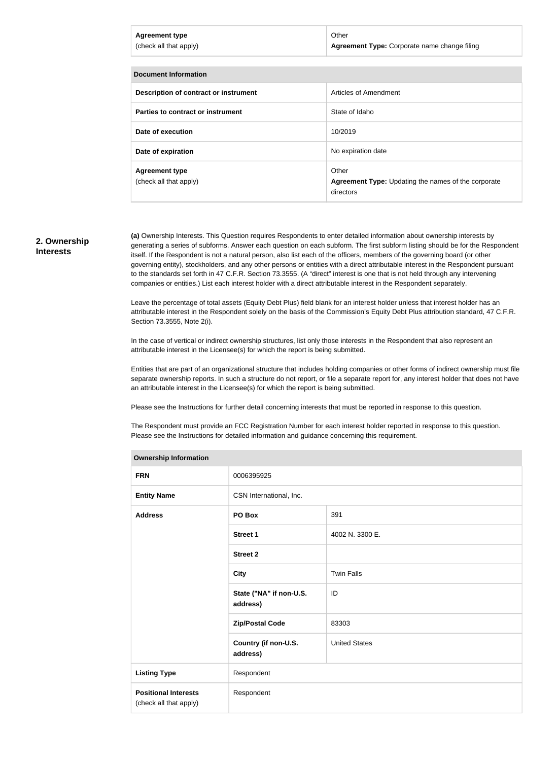| Agreement type (check all that apply) | Other **Agreement Type:** Corporate name change filing |
| --- | --- |

| Document Information | |
| --- | --- |
| **Description of contract or instrument** | Articles of Amendment |
| **Parties to contract or instrument** | State of Idaho |
| **Date of execution** | 10/2019 |
| **Date of expiration** | No expiration date |
| **Agreement type** (check all that apply) | Other **Agreement Type:** Updating the names of the corporate directors |

## 2. Ownership Interests

**(a)** Ownership Interests. This Question requires Respondents to enter detailed information about ownership interests by generating a series of subforms. Answer each question on each subform. The first subform listing should be for the Respondent itself. If the Respondent is not a natural person, also list each of the officers, members of the governing board (or other governing entity), stockholders, and any other persons or entities with a direct attributable interest in the Respondent pursuant to the standards set forth in 47 C.F.R. Section 73.3555. (A "direct" interest is one that is not held through any intervening companies or entities.) List each interest holder with a direct attributable interest in the Respondent separately.

Leave the percentage of total assets (Equity Debt Plus) field blank for an interest holder unless that interest holder has an attributable interest in the Respondent solely on the basis of the Commission's Equity Debt Plus attribution standard, 47 C.F.R. Section 73.3555, Note 2(i).

In the case of vertical or indirect ownership structures, list only those interests in the Respondent that also represent an attributable interest in the Licensee(s) for which the report is being submitted.

Entities that are part of an organizational structure that includes holding companies or other forms of indirect ownership must file separate ownership reports. In such a structure do not report, or file a separate report for, any interest holder that does not have an attributable interest in the Licensee(s) for which the report is being submitted.

Please see the Instructions for further detail concerning interests that must be reported in response to this question.

The Respondent must provide an FCC Registration Number for each interest holder reported in response to this question. Please see the Instructions for detailed information and guidance concerning this requirement.

| Ownership Information | | |
| --- | --- | --- |
| **FRN** | 0006395925 | |
| **Entity Name** | CSN International, Inc. | |
| **Address** | **PO Box** | 391 |
| | **Street 1** | 4002 N. 3300 E. |
| | **Street 2** | |
| | **City** | Twin Falls |
| | **State ("NA" if non-U.S. address)** | ID |
| | **Zip/Postal Code** | 83303 |
| | **Country (if non-U.S. address)** | United States |
| **Listing Type** | Respondent | |
| **Positional Interests** (check all that apply) | Respondent | |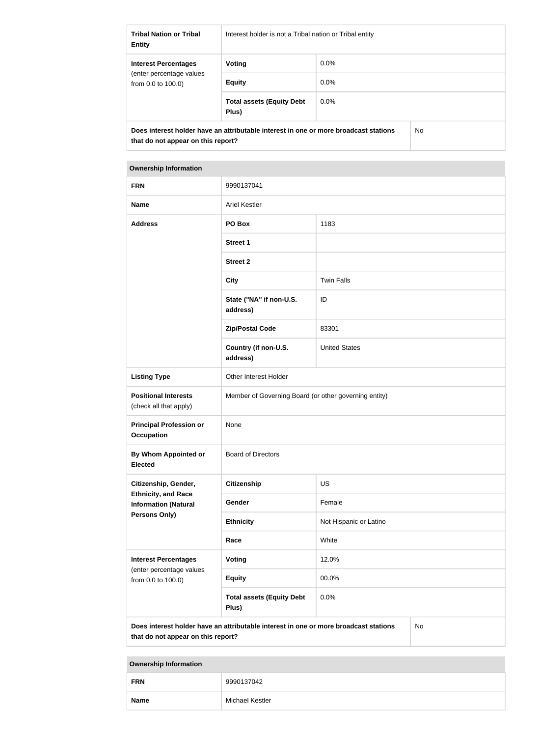| **Tribal Nation or Tribal Entity** | Interest holder is not a Tribal nation or Tribal entity | |
|---|---|---|
| **Interest Percentages** (enter percentage values from 0.0 to 100.0) | **Voting** | 0.0% |
| | **Equity** | 0.0% |
| | **Total assets (Equity Debt Plus)** | 0.0% |
| **Does interest holder have an attributable interest in one or more broadcast stations that do not appear on this report?** | | No |

| **Ownership Information** | | |
|---|---|---|
| **FRN** | 9990137041 | |
| **Name** | Ariel Kestler | |
| **Address** | **PO Box** | 1183 |
| | **Street 1** | |
| | **Street 2** | |
| | **City** | Twin Falls |
| | **State ("NA" if non-U.S. address)** | ID |
| | **Zip/Postal Code** | 83301 |
| | **Country (if non-U.S. address)** | United States |
| **Listing Type** | Other Interest Holder | |
| **Positional Interests** (check all that apply) | Member of Governing Board (or other governing entity) | |
| **Principal Profession or Occupation** | None | |
| **By Whom Appointed or Elected** | Board of Directors | |
| **Citizenship, Gender, Ethnicity, and Race Information (Natural Persons Only)** | **Citizenship** | US |
| | **Gender** | Female |
| | **Ethnicity** | Not Hispanic or Latino |
| | **Race** | White |
| **Interest Percentages** (enter percentage values from 0.0 to 100.0) | **Voting** | 12.0% |
| | **Equity** | 00.0% |
| | **Total assets (Equity Debt Plus)** | 0.0% |
| **Does interest holder have an attributable interest in one or more broadcast stations that do not appear on this report?** | | No |

| **Ownership Information** | |
|---|---|
| **FRN** | 9990137042 |
| **Name** | Michael Kestler |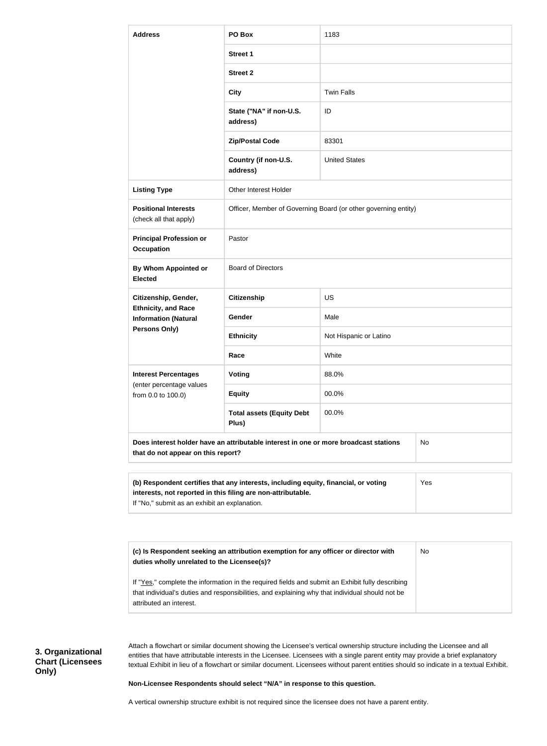| | | |
|---|---|---|
| **Address** | **PO Box** | 1183 |
| | **Street 1** | |
| | **Street 2** | |
| | **City** | Twin Falls |
| | **State ("NA" if non-U.S. address)** | ID |
| | **Zip/Postal Code** | 83301 |
| | **Country (if non-U.S. address)** | United States |
| **Listing Type** | Other Interest Holder | |
| **Positional Interests** (check all that apply) | Officer, Member of Governing Board (or other governing entity) | |
| **Principal Profession or Occupation** | Pastor | |
| **By Whom Appointed or Elected** | Board of Directors | |
| **Citizenship, Gender, Ethnicity, and Race Information (Natural Persons Only)** | **Citizenship** | US |
| | **Gender** | Male |
| | **Ethnicity** | Not Hispanic or Latino |
| | **Race** | White |
| **Interest Percentages** (enter percentage values from 0.0 to 100.0) | **Voting** | 88.0% |
| | **Equity** | 00.0% |
| | **Total assets (Equity Debt Plus)** | 00.0% |
| **Does interest holder have an attributable interest in one or more broadcast stations that do not appear on this report?** | | No |

| | |
|---|---|
| **(b) Respondent certifies that any interests, including equity, financial, or voting interests, not reported in this filing are non-attributable.** If "No," submit as an exhibit an explanation. | Yes |

| | |
|---|---|
| **(c) Is Respondent seeking an attribution exemption for any officer or director with duties wholly unrelated to the Licensee(s)?** If "Yes," complete the information in the required fields and submit an Exhibit fully describing that individual's duties and responsibilities, and explaining why that individual should not be attributed an interest. | No |

### 3. Organizational Chart (Licensees Only)

Attach a flowchart or similar document showing the Licensee's vertical ownership structure including the Licensee and all entities that have attributable interests in the Licensee. Licensees with a single parent entity may provide a brief explanatory textual Exhibit in lieu of a flowchart or similar document. Licensees without parent entities should so indicate in a textual Exhibit.

**Non-Licensee Respondents should select "N/A" in response to this question.**

A vertical ownership structure exhibit is not required since the licensee does not have a parent entity.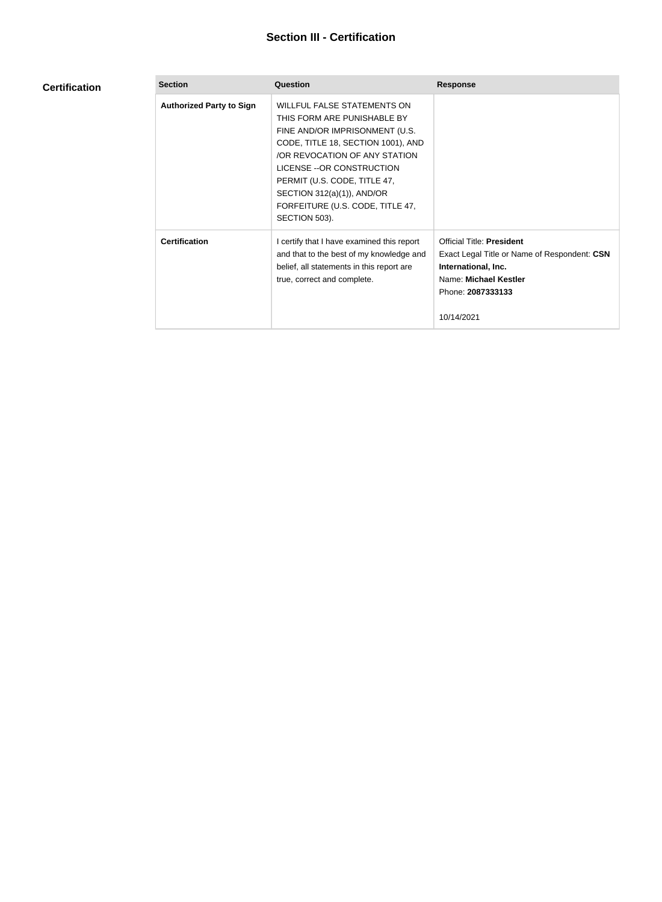# Section III - Certification

**Certification**

| Section | Question | Response |
|---|---|---|
| **Authorized Party to Sign** | WILLFUL FALSE STATEMENTS ON THIS FORM ARE PUNISHABLE BY FINE AND/OR IMPRISONMENT (U.S. CODE, TITLE 18, SECTION 1001), AND /OR REVOCATION OF ANY STATION LICENSE --OR CONSTRUCTION PERMIT (U.S. CODE, TITLE 47, SECTION 312(a)(1)), AND/OR FORFEITURE (U.S. CODE, TITLE 47, SECTION 503). | |
| **Certification** | I certify that I have examined this report and that to the best of my knowledge and belief, all statements in this report are true, correct and complete. | Official Title: **President**<br>Exact Legal Title or Name of Respondent: **CSN International, Inc.**<br>Name: **Michael Kestler**<br>Phone: **2087333133**<br><br>10/14/2021 |